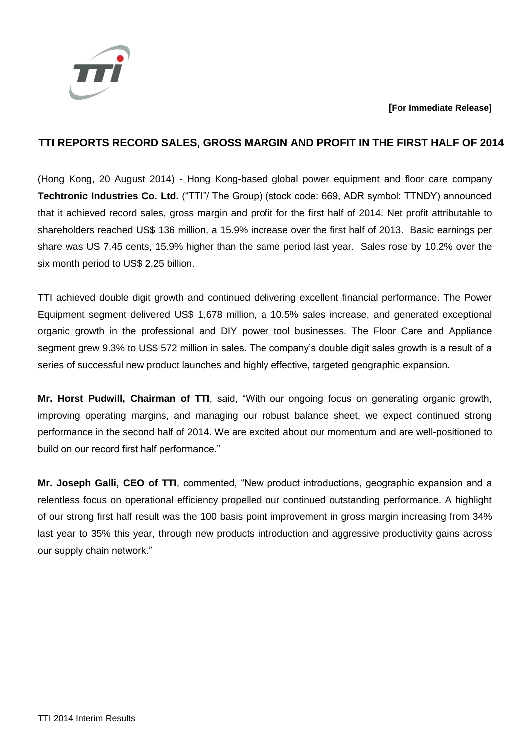**[For Immediate Release]**

# TTI REPORTS RECORD SALES, GROSS MARGIN AND PROFIT IN THE FIRST HALF OF 2014

(Hong Kong, 20 August 2014) - Hong Kong-based global power equipment and floor care company **Techtronic Industries Co. Ltd.** ("TTI"/ The Group) (stock code: 669, ADR symbol: TTNDY) announced that it achieved record sales, gross margin and profit for the first half of 2014. Net profit attributable to shareholders reached US$ 136 million, a 15.9% increase over the first half of 2013. Basic earnings per share was US 7.45 cents, 15.9% higher than the same period last year. Sales rose by 10.2% over the six month period to US$ 2.25 billion.

TTI achieved double digit growth and continued delivering excellent financial performance. The Power Equipment segment delivered US$ 1,678 million, a 10.5% sales increase, and generated exceptional organic growth in the professional and DIY power tool businesses. The Floor Care and Appliance segment grew 9.3% to US$ 572 million in sales. The company's double digit sales growth is a result of a series of successful new product launches and highly effective, targeted geographic expansion.

**Mr. Horst Pudwill, Chairman of TTI**, said, "With our ongoing focus on generating organic growth, improving operating margins, and managing our robust balance sheet, we expect continued strong performance in the second half of 2014. We are excited about our momentum and are well-positioned to build on our record first half performance."

**Mr. Joseph Galli, CEO of TTI**, commented, "New product introductions, geographic expansion and a relentless focus on operational efficiency propelled our continued outstanding performance. A highlight of our strong first half result was the 100 basis point improvement in gross margin increasing from 34% last year to 35% this year, through new products introduction and aggressive productivity gains across our supply chain network."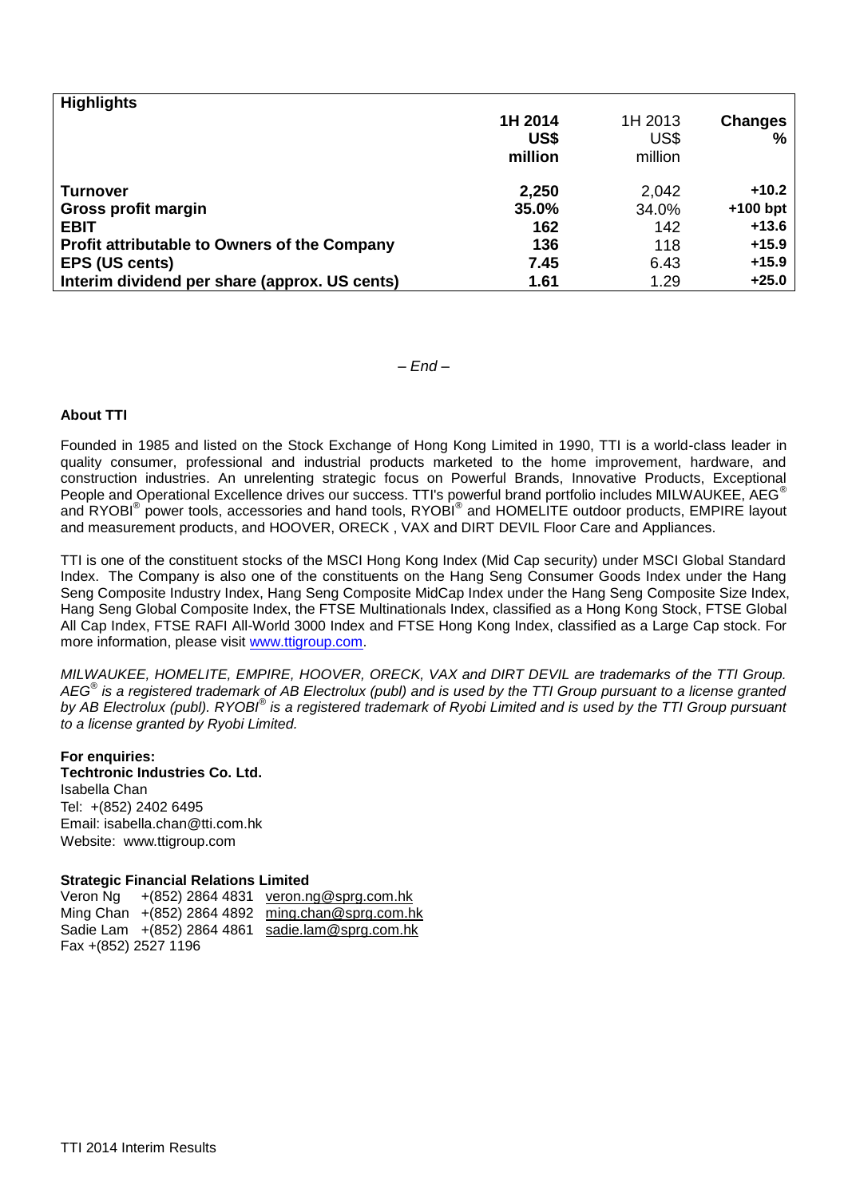| Highlights | 1H 2014 US$ million | 1H 2013 US$ million | Changes % |
|---|---|---|---|
| **Turnover** | **2,250** | 2,042 | **+10.2** |
| **Gross profit margin** | **35.0%** | 34.0% | **+100 bpt** |
| **EBIT** | **162** | 142 | **+13.6** |
| **Profit attributable to Owners of the Company** | **136** | 118 | **+15.9** |
| **EPS (US cents)** | **7.45** | 6.43 | **+15.9** |
| **Interim dividend per share (approx. US cents)** | **1.61** | 1.29 | **+25.0** |

*– End –*

**About TTI**

Founded in 1985 and listed on the Stock Exchange of Hong Kong Limited in 1990, TTI is a world-class leader in quality consumer, professional and industrial products marketed to the home improvement, hardware, and construction industries. An unrelenting strategic focus on Powerful Brands, Innovative Products, Exceptional People and Operational Excellence drives our success. TTI's powerful brand portfolio includes MILWAUKEE, AEG® and RYOBI® power tools, accessories and hand tools, RYOBI® and HOMELITE outdoor products, EMPIRE layout and measurement products, and HOOVER, ORECK , VAX and DIRT DEVIL Floor Care and Appliances.

TTI is one of the constituent stocks of the MSCI Hong Kong Index (Mid Cap security) under MSCI Global Standard Index. The Company is also one of the constituents on the Hang Seng Consumer Goods Index under the Hang Seng Composite Industry Index, Hang Seng Composite MidCap Index under the Hang Seng Composite Size Index, Hang Seng Global Composite Index, the FTSE Multinationals Index, classified as a Hong Kong Stock, FTSE Global All Cap Index, FTSE RAFI All-World 3000 Index and FTSE Hong Kong Index, classified as a Large Cap stock. For more information, please visit www.ttigroup.com.

*MILWAUKEE, HOMELITE, EMPIRE, HOOVER, ORECK, VAX and DIRT DEVIL are trademarks of the TTI Group. AEG® is a registered trademark of AB Electrolux (publ) and is used by the TTI Group pursuant to a license granted by AB Electrolux (publ). RYOBI® is a registered trademark of Ryobi Limited and is used by the TTI Group pursuant to a license granted by Ryobi Limited.*

**For enquiries:**
**Techtronic Industries Co. Ltd.**
Isabella Chan
Tel: +(852) 2402 6495
Email: isabella.chan@tti.com.hk
Website: www.ttigroup.com

**Strategic Financial Relations Limited**
Veron Ng +(852) 2864 4831 veron.ng@sprg.com.hk
Ming Chan +(852) 2864 4892 ming.chan@sprg.com.hk
Sadie Lam +(852) 2864 4861 sadie.lam@sprg.com.hk
Fax +(852) 2527 1196